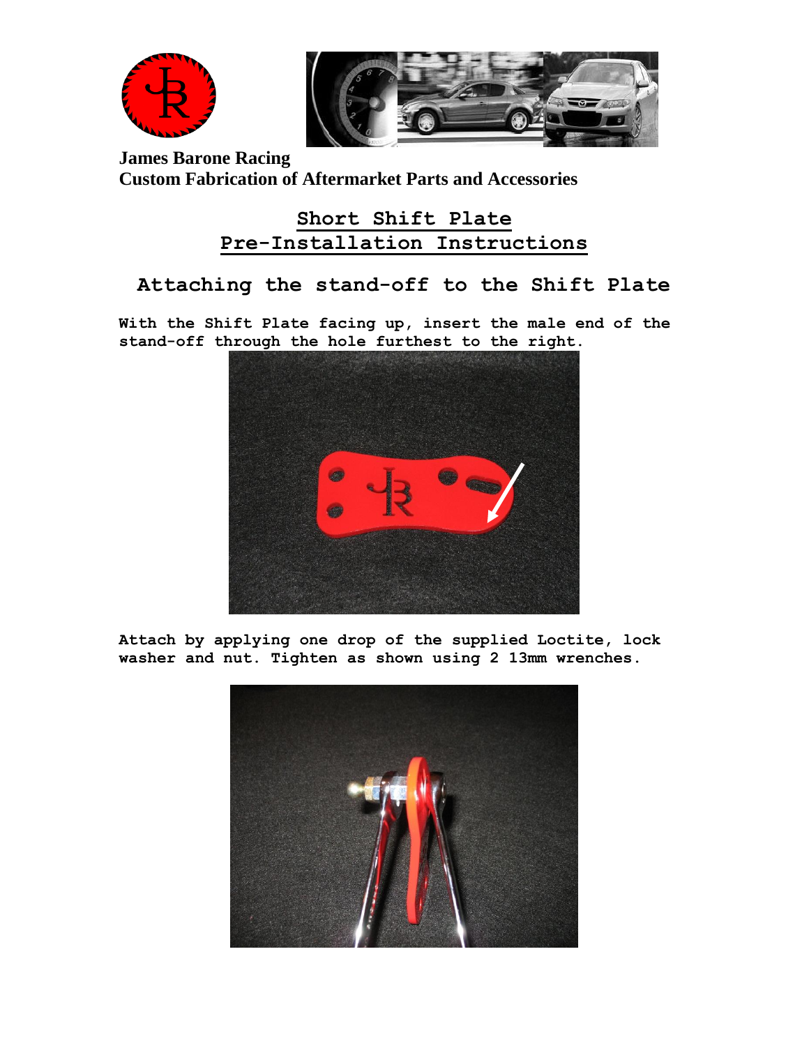**James Barone Racing**
**Custom Fabrication of Aftermarket Parts and Accessories**

# Short Shift Plate
# Pre-Installation Instructions

## Attaching the stand-off to the Shift Plate

**With the Shift Plate facing up, insert the male end of the stand-off through the hole furthest to the right.**

**Attach by applying one drop of the supplied Loctite, lock washer and nut. Tighten as shown using 2 13mm wrenches.**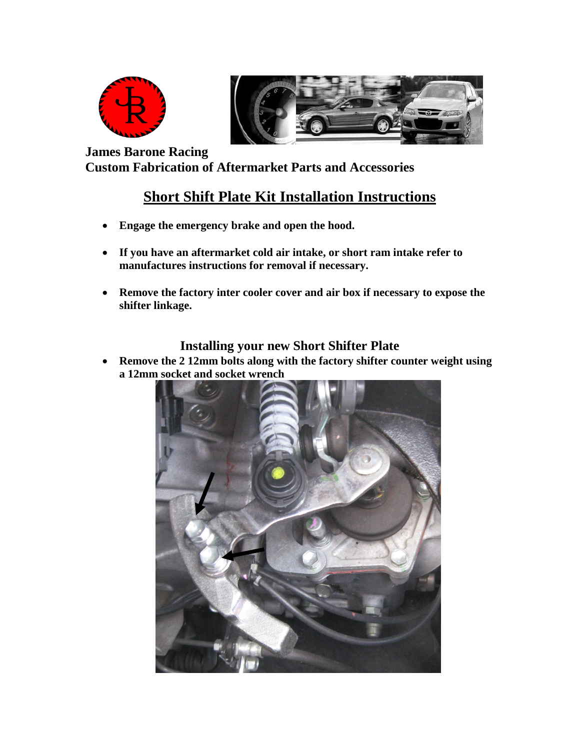**James Barone Racing**
**Custom Fabrication of Aftermarket Parts and Accessories**

# Short Shift Plate Kit Installation Instructions

- **Engage the emergency brake and open the hood.**
- **If you have an aftermarket cold air intake, or short ram intake refer to manufactures instructions for removal if necessary.**
- **Remove the factory inter cooler cover and air box if necessary to expose the shifter linkage.**

## Installing your new Short Shifter Plate

- **Remove the 2 12mm bolts along with the factory shifter counter weight using a 12mm socket and socket wrench**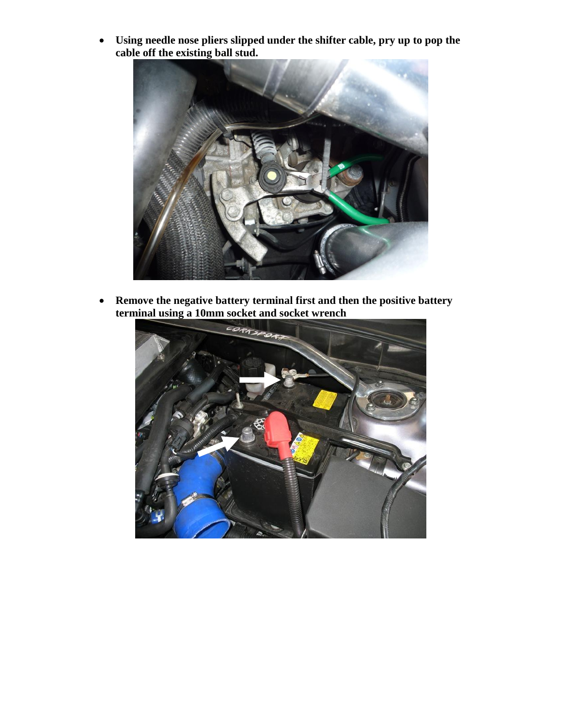- **Using needle nose pliers slipped under the shifter cable, pry up to pop the cable off the existing ball stud.**

- **Remove the negative battery terminal first and then the positive battery terminal using a 10mm socket and socket wrench**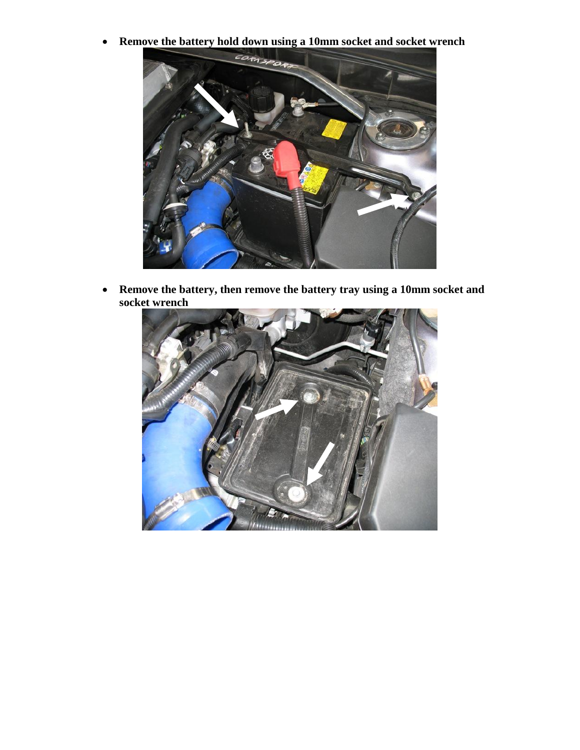- **Remove the battery hold down using a 10mm socket and socket wrench**

- **Remove the battery, then remove the battery tray using a 10mm socket and socket wrench**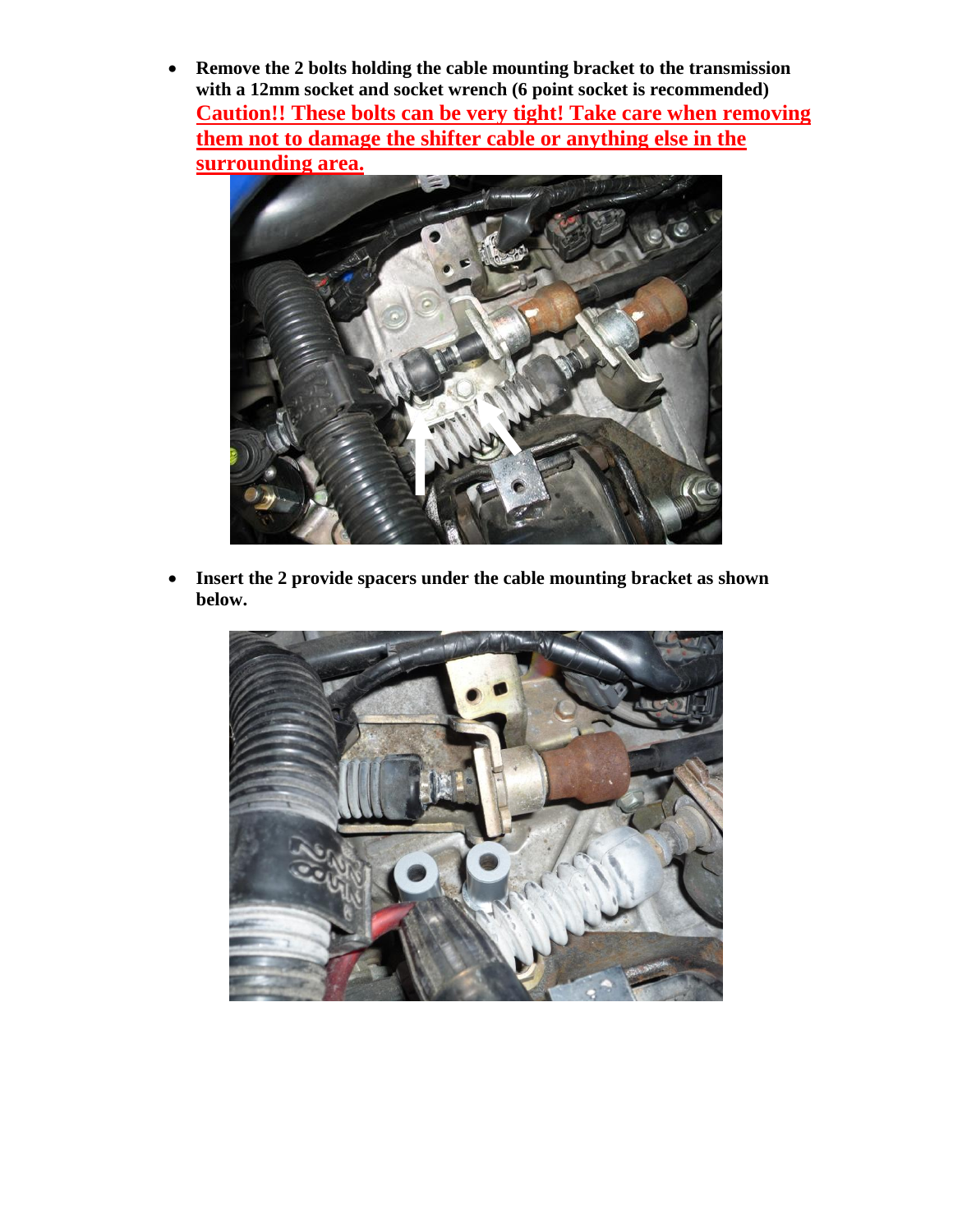- **Remove the 2 bolts holding the cable mounting bracket to the transmission with a 12mm socket and socket wrench (6 point socket is recommended)**
  **Caution!! These bolts can be very tight! Take care when removing them not to damage the shifter cable or anything else in the surrounding area.**

- **Insert the 2 provide spacers under the cable mounting bracket as shown below.**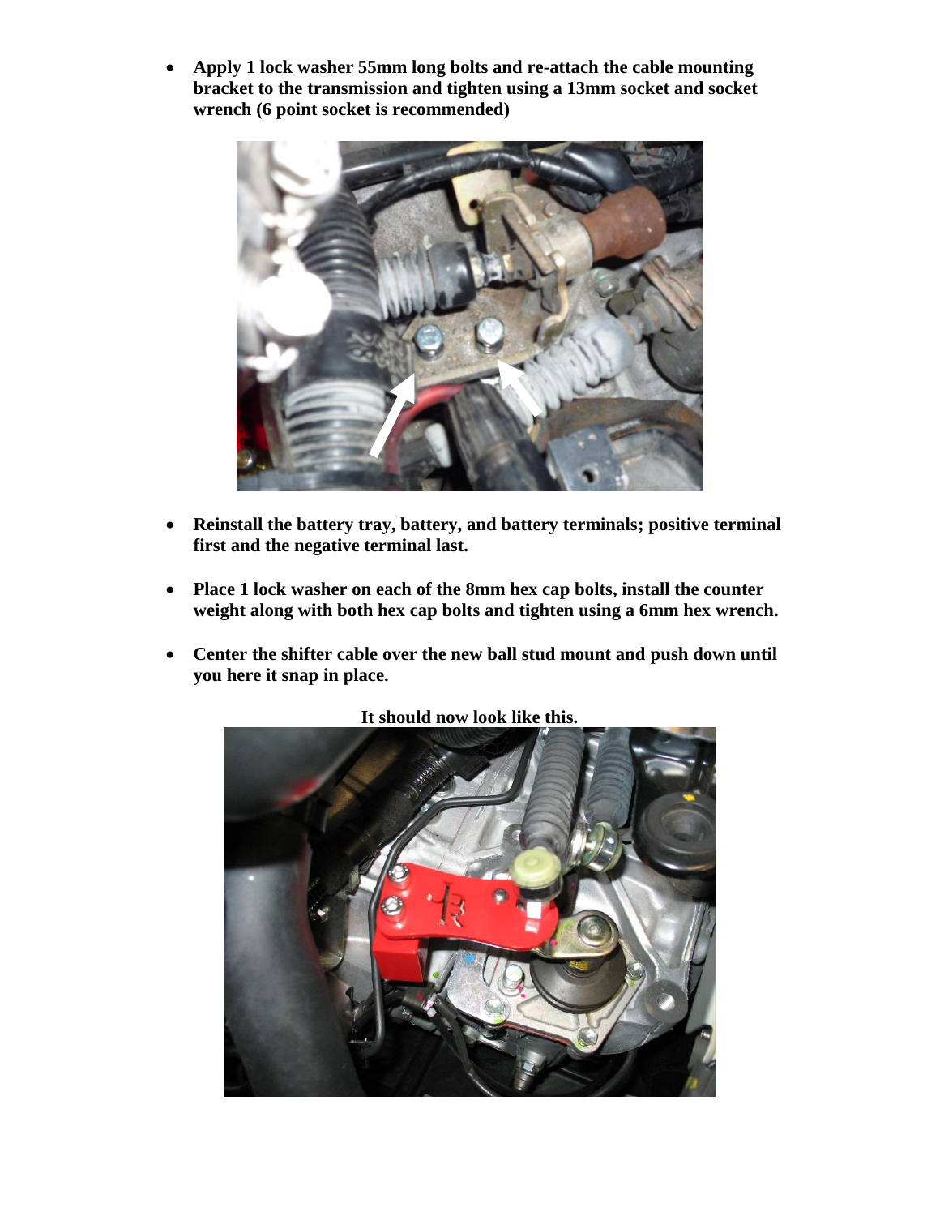- **Apply 1 lock washer 55mm long bolts and re-attach the cable mounting bracket to the transmission and tighten using a 13mm socket and socket wrench (6 point socket is recommended)**

- **Reinstall the battery tray, battery, and battery terminals; positive terminal first and the negative terminal last.**

- **Place 1 lock washer on each of the 8mm hex cap bolts, install the counter weight along with both hex cap bolts and tighten using a 6mm hex wrench.**

- **Center the shifter cable over the new ball stud mount and push down until you here it snap in place.**

**It should now look like this.**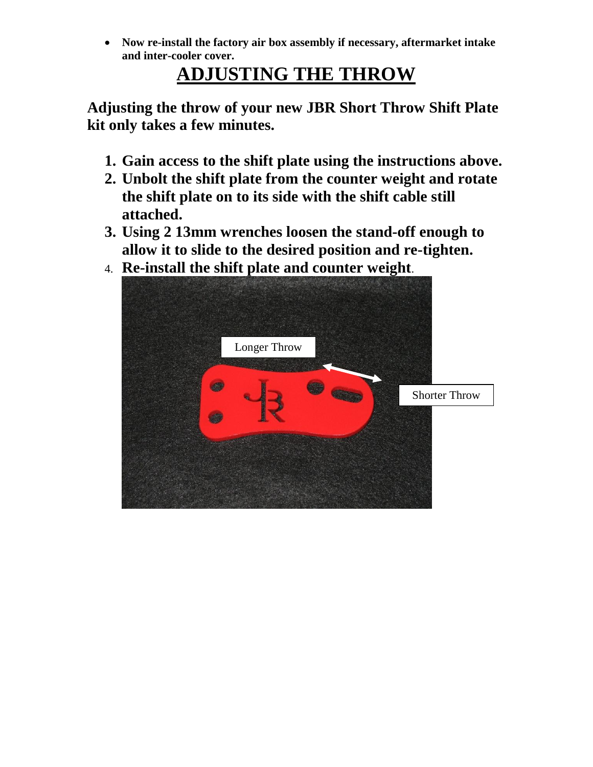- **Now re-install the factory air box assembly if necessary, aftermarket intake and inter-cooler cover.**

# ADJUSTING THE THROW

**Adjusting the throw of your new JBR Short Throw Shift Plate kit only takes a few minutes.**

1. **Gain access to the shift plate using the instructions above.**
2. **Unbolt the shift plate from the counter weight and rotate the shift plate on to its side with the shift cable still attached.**
3. **Using 2 13mm wrenches loosen the stand-off enough to allow it to slide to the desired position and re-tighten.**
4. **Re-install the shift plate and counter weight**.

Longer Throw

Shorter Throw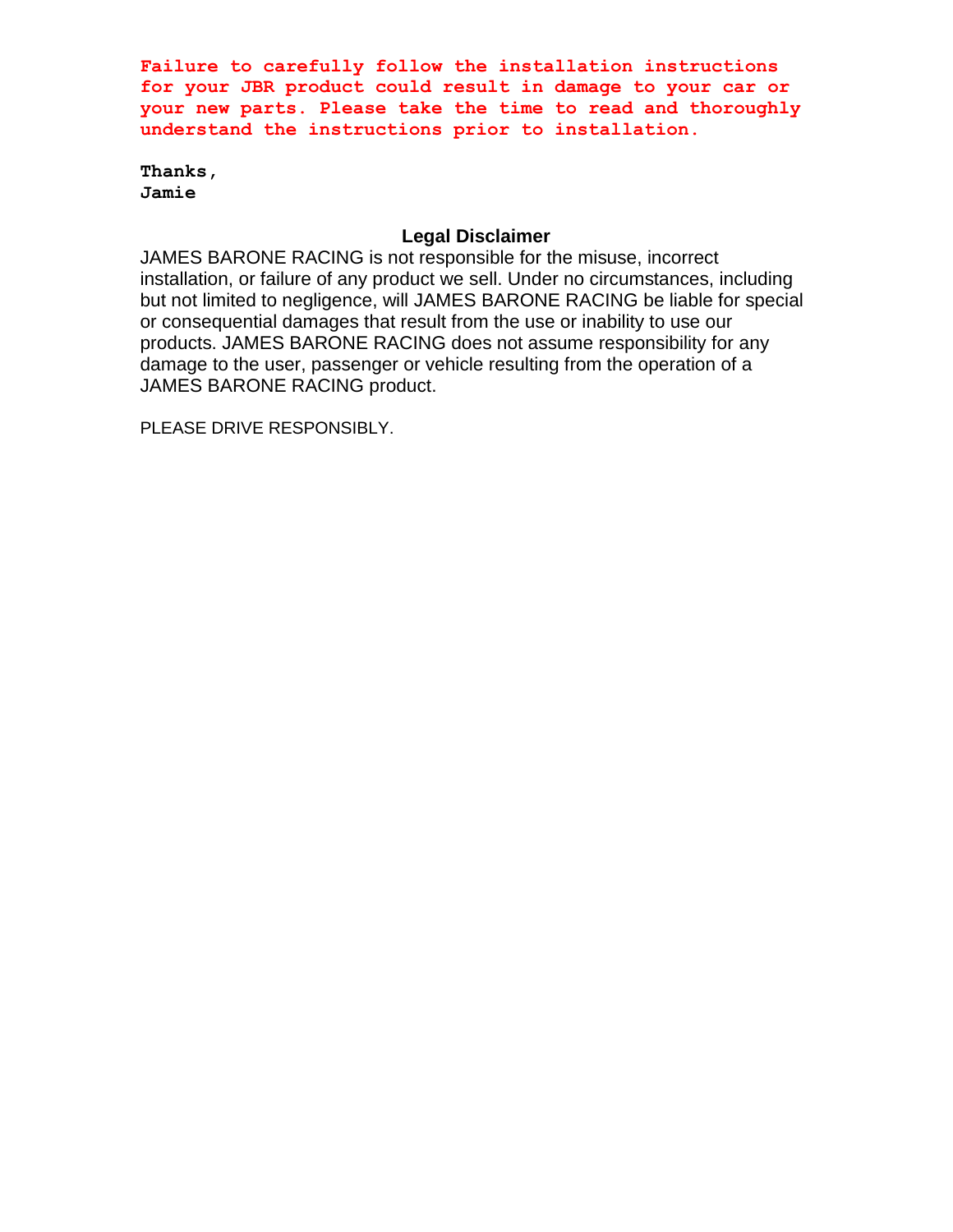**Failure to carefully follow the installation instructions for your JBR product could result in damage to your car or your new parts. Please take the time to read and thoroughly understand the instructions prior to installation.**

**Thanks,**
**Jamie**

## Legal Disclaimer

JAMES BARONE RACING is not responsible for the misuse, incorrect installation, or failure of any product we sell. Under no circumstances, including but not limited to negligence, will JAMES BARONE RACING be liable for special or consequential damages that result from the use or inability to use our products. JAMES BARONE RACING does not assume responsibility for any damage to the user, passenger or vehicle resulting from the operation of a JAMES BARONE RACING product.

PLEASE DRIVE RESPONSIBLY.